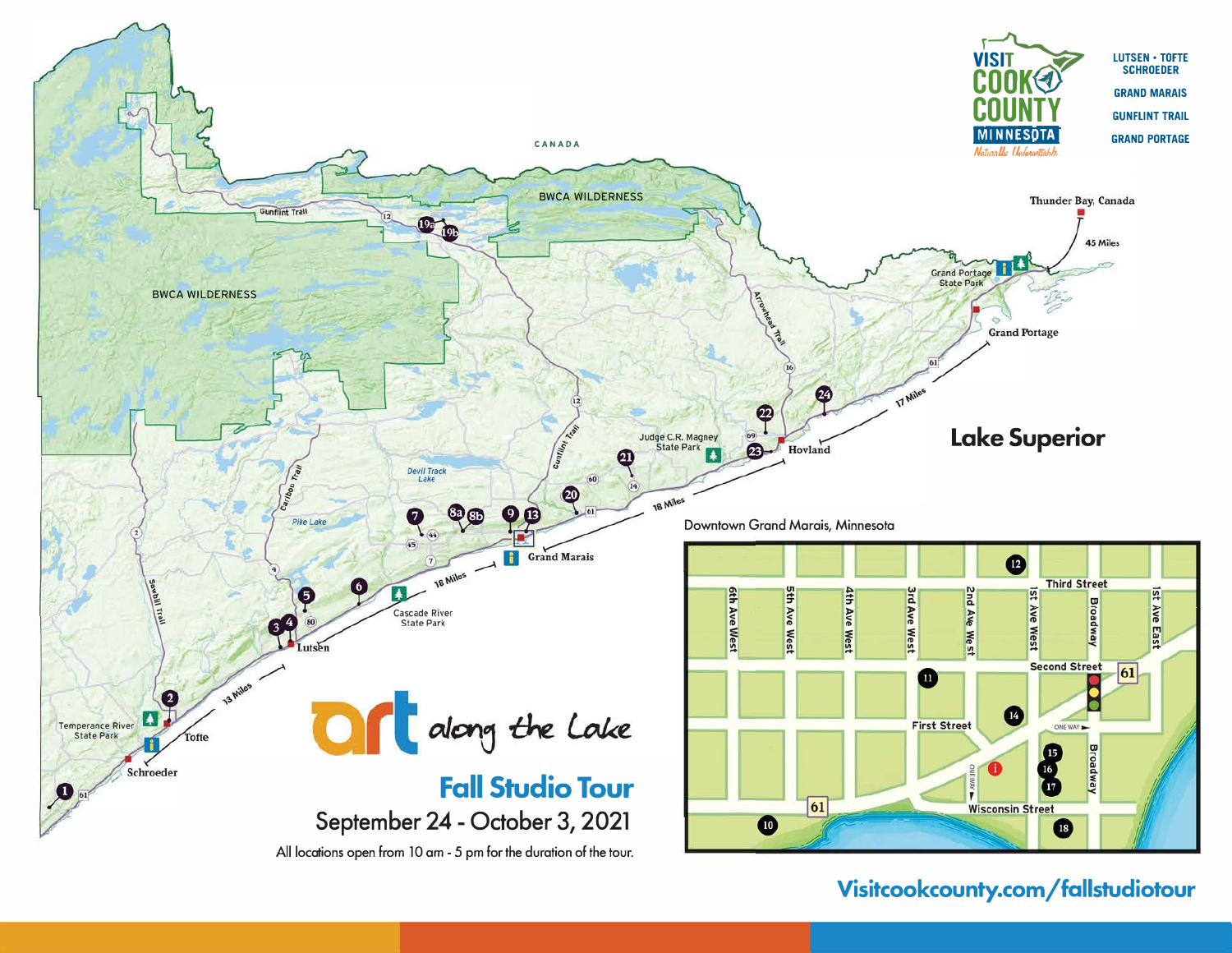# art along the Lake

## Fall Studio Tour

September 24 - October 3, 2021

All locations open from 10 am - 5 pm for the duration of the tour.

VISIT COOK COUNTY MINNESOTA — Naturally Unforgettable

LUTSEN • TOFTE SCHROEDER

GRAND MARAIS

GUNFLINT TRAIL

GRAND PORTAGE

Lake Superior

CANADA

BWCA WILDERNESS

Thunder Bay, Canada — 45 Miles

Grand Portage State Park

Grand Portage — 17 Miles

Hovland — 18 Miles

Judge C.R. Magney State Park

Grand Marais — 18 Miles

Cascade River State Park

Lutsen — 13 Miles

Tofte

Temperance River State Park

Schroeder

Downtown Grand Marais, Minnesota

Third Street · Second Street · First Street · Wisconsin Street · 6th Ave West · 5th Ave West · 4th Ave West · 3rd Ave West · 2nd Ave West · 1st Ave West · Broadway · 1st Ave East

Visitcookcounty.com/fallstudiotour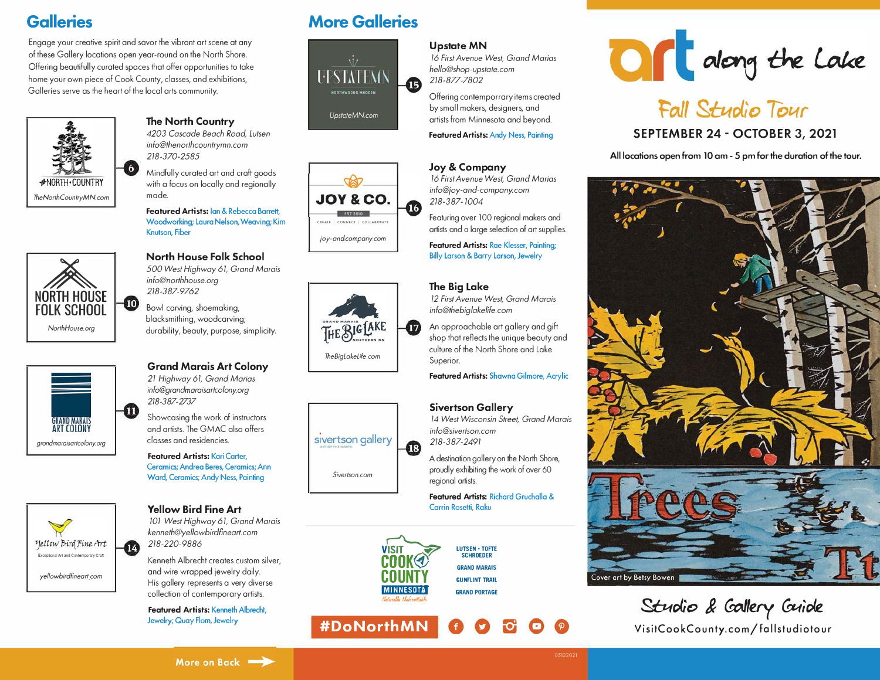## Galleries

Engage your creative spirit and savor the vibrant art scene at any of these Gallery locations open year-round on the North Shore. Offering beautifully curated spaces that offer opportunities to take home your own piece of Cook County, classes, and exhibitions, Galleries serve as the heart of the local arts community.

### 6 — The North Country

*4203 Cascade Beach Road, Lutsen*
*info@thenorthcountrymn.com*
*218-370-2585*

TheNorthCountryMN.com

Mindfully curated art and craft goods with a focus on locally and regionally made.

**Featured Artists:** Ian & Rebecca Barrett, Woodworking; Laura Nelson, Weaving; Kim Knutson, Fiber

### 10 — North House Folk School

*500 West Highway 61, Grand Marais*
*info@northhouse.org*
*218-387-9762*

NorthHouse.org

Bowl carving, shoemaking, blacksmithing, woodcarving; durability, beauty, purpose, simplicity.

### 11 — Grand Marais Art Colony

*21 Highway 61, Grand Marais*
*info@grandmaraisartcolony.org*
*218-387-2737*

grandmaraisartcolony.org

Showcasing the work of instructors and artists. The GMAC also offers classes and residencies.

**Featured Artists:** Kari Carter, Ceramics; Andrea Beres, Ceramics; Ann Ward, Ceramics; Andy Ness, Painting

### 14 — Yellow Bird Fine Art

*101 West Highway 61, Grand Marais*
*kenneth@yellowbirdfineart.com*
*218-220-9886*

Exceptional Art and Contemporary Craft — yellowbirdfineart.com

Kenneth Albrecht creates custom silver, and wire wrapped jewelry daily. His gallery represents a very diverse collection of contemporary artists.

**Featured Artists:** Kenneth Albrecht, Jewelry; Quay Flom, Jewelry

More on Back →

## More Galleries

### 15 — Upstate MN

*16 First Avenue West, Grand Marias*
*hello@shop-upstate.com*
*218-877-7802*

Northwoods Modern — UpstateMN.com

Offering contemporrary items created by small makers, designers, and artists from Minnesota and beyond.

**Featured Artists:** Andy Ness, Painting

### 16 — Joy & Company

*16 First Avenue West, Grand Marais*
*info@joy-and-company.com*
*218-387-1004*

Est 2010 — Create | Connect | Collaborate — joy-andcompany.com

Featuring over 100 regional makers and artists and a large selection of art supplies.

**Featured Artists:** Rae Klesser, Painting; Billy Larson & Barry Larson, Jewelry

### 17 — The Big Lake

*12 First Avenue West, Grand Marais*
*info@thebiglakelife.com*

TheBigLakeLife.com

An approachable art gallery and gift shop that reflects the unique beauty and culture of the North Shore and Lake Superior.

**Featured Artists:** Shawna Gilmore, Acrylic

### 18 — Sivertson Gallery

*14 West Wisconsin Street, Grand Marais*
*info@sivertson.com*
*218-387-2491*

Sivertson.com

A destination gallery on the North Shore, proudly exhibiting the work of over 60 regional artists.

**Featured Artists:** Richard Gruchalla & Carrin Rosetti, Raku

Visit Cook County Minnesota — Naturally Unforgettable

Lutsen • Tofte • Schroeder
Grand Marais
Gunflint Trail
Grand Portage

#DoNorthMN

05122021

# art along the Lake

## Fall Studio Tour

**SEPTEMBER 24 - OCTOBER 3, 2021**

All locations open from 10 am - 5 pm for the duration of the tour.

Cover art by Betsy Bowen

## Studio & Gallery Guide

VisitCookCounty.com/fallstudiotour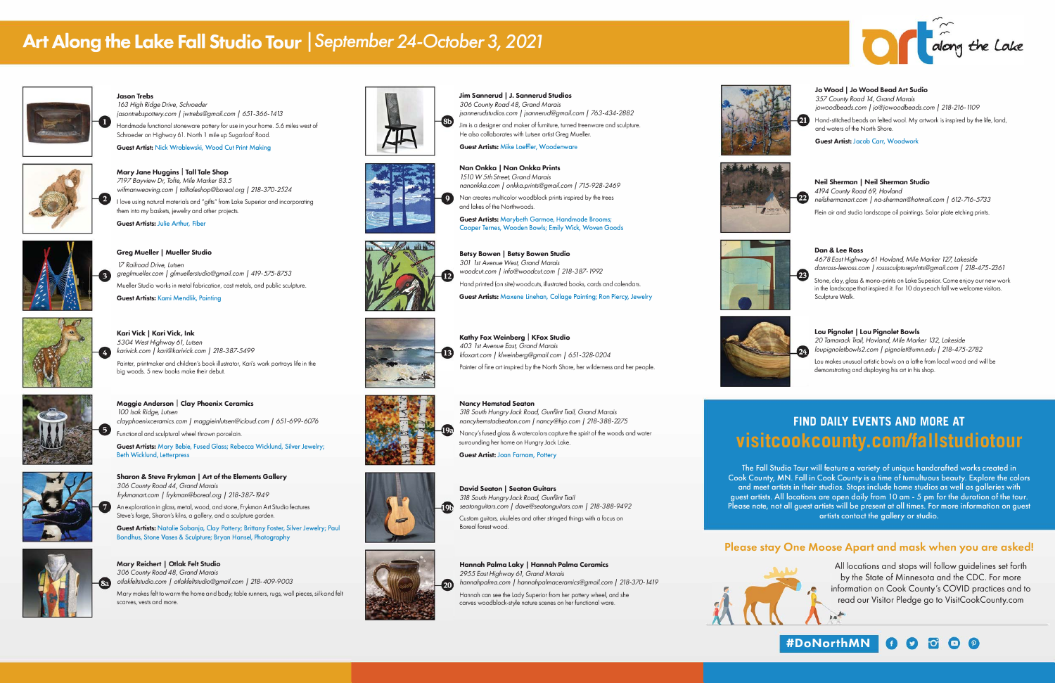# Art Along the Lake Fall Studio Tour | September 24-October 3, 2021

art along the Lake

**1**

**Jason Trebs**
*163 High Ridge Drive, Schroeder*
*jasontrebspottery.com | jwtrebs@gmail.com | 651-366-1413*

Handmade functional stoneware pottery for use in your home. 5.6 miles west of Schroeder on Highway 61. North 1 mile up Sugarloaf Road.

**Guest Artist:** Nick Wroblewski, Wood Cut Print Making

**2**

**Mary Jane Huggins | Tall Tale Shop**
*7197 Bayview Dr, Tofte, Mile Marker 83.5*
*wifmanweaving.com | talltaleshop@boreal.org | 218-370-2524*

I love using natural materials and "gifts" from Lake Superior and incorporating them into my baskets, jewelry and other projects.

**Guest Artists:** Julie Arthur, Fiber

**3**

**Greg Mueller | Mueller Studio**
*17 Railroad Drive, Lutsen*
*greglmueller.com | glmuellerstudio@gmail.com | 419-575-8753*

Mueller Studio works in metal fabrication, cast metals, and public sculpture.

**Guest Artists:** Kami Mendlik, Painting

**4**

**Kari Vick | Kari Vick, Ink**
*5304 West Highway 61, Lutsen*
*karivick.com | kari@karivick.com | 218-387-5499*

Painter, printmaker and children's book illustrator, Kari's work portrays life in the big woods. 5 new books make their debut.

**5**

**Maggie Anderson | Clay Phoenix Ceramics**
*100 Isak Ridge, Lutsen*
*clayphoenixceramics.com | maggieinlutsen@icloud.com | 651-699-6076*

Functional and sculptural wheel thrown porcelain.

**Guest Artists:** Mary Bebie, Fused Glass; Rebecca Wicklund, Silver Jewelry; Beth Wicklund, Letterpress

**7**

**Sharon & Steve Frykman | Art of the Elements Gallery**
*306 County Road 44, Grand Marais*
*frykmanart.com | frykman@boreal.org | 218-387-1949*

An exploration in glass, metal, wood, and stone, Frykman Art Studio features Steve's forge, Sharon's kilns, a gallery, and a sculpture garden.

**Guest Artists:** Natalie Sobanja, Clay Pottery; Brittany Foster, Silver Jewelry; Paul Bondhus, Stone Vases & Sculpture; Bryan Hansel, Photography

**8a**

**Mary Reichert | Otlak Felt Studio**
*306 County Road 48, Grand Marais*
*otlakfeltstudio.com | otlakfeltstudio@gmail.com | 218-409-9003*

Mary makes felt to warm the home and body; table runners, rugs, wall pieces, silk and felt scarves, vests and more.

**8b**

**Jim Sannerud | J. Sannerud Studios**
*306 County Road 48, Grand Marais*
*jsannerudstudios.com | jsannerud@gmail.com | 763-434-2882*

Jim is a designer and maker of furniture, turned treenware and sculpture. He also collaborates with Lutsen artist Greg Mueller.

**Guest Artists:** Mike Loeffler, Woodenware

**9**

**Nan Onkka | Nan Onkka Prints**
*1510 W 5th Street, Grand Marais*
*nanonkka.com | onkka.prints@gmail.com | 715-928-2469*

Nan creates multicolor woodblock prints inspired by the trees and lakes of the Northwoods.

**Guest Artists:** Marybeth Garmoe, Handmade Brooms; Cooper Ternes, Wooden Bowls; Emily Wick, Woven Goods

**12**

**Betsy Bowen | Betsy Bowen Studio**
*301 1st Avenue West, Grand Marais*
*woodcut.com | info@woodcut.com | 218-387-1992*

Hand printed (on site) woodcuts, illustrated books, cards and calendars.

**Guest Artists:** Maxene Linehan, Collage Painting; Ron Piercy, Jewelry

**13**

**Kathy Fox Weinberg | KFox Studio**
*403 1st Avenue East, Grand Marais*
*kfoxart.com | klweinberg@gmail.com | 651-328-0204*

Painter of fine art inspired by the North Shore, her wilderness and her people.

**19a**

**Nancy Hemstad Seaton**
*318 South Hungry Jack Road, Gunflint Trail, Grand Marais*
*nancyhemstadseaton.com | nancy@hjo.com | 218-388-2275*

Nancy's fused glass & watercolors capture the spirit of the woods and water surrounding her home on Hungry Jack Lake.

**Guest Artist:** Joan Farnam, Pottery

**19b**

**David Seaton | Seaton Guitars**
*318 South Hungry Jack Road, Gunflint Trail*
*seatonguitars.com | dave@seatonguitars.com | 218-388-9492*

Custom guitars, ukuleles and other stringed things with a focus on Boreal forest wood.

**20**

**Hannah Palma Laky | Hannah Palma Ceramics**
*2955 East Highway 61, Grand Marais*
*hannahpalma.com | hannahpalmaceramics@gmail.com | 218-370-1419*

Hannah can see the Lady Superior from her pottery wheel, and she carves woodblock-style nature scenes on her functional ware.

**21**

**Jo Wood | Jo Wood Bead Art Sudio**
*357 County Road 14, Grand Marais*
*jowoodbeads.com | jo@jowoodbeads.com | 218-216-1109*

Hand-stitched beads on felted wool. My artwork is inspired by the life, land, and waters of the North Shore.

**Guest Artist:** Jacob Carr, Woodwork

**22**

**Neil Sherman | Neil Sherman Studio**
*4194 County Road 69, Hovland*
*neilshermanart.com | na-sherman@hotmail.com | 612-716-5733*

Plein air and studio landscape oil paintings. Solar plate etching prints.

**23**

**Dan & Lee Ross**
*4678 East Highway 61 Hovland, Mile Marker 127, Lakeside*
*danross-leeross.com | rosssculpturеprints@gmail.com | 218-475-2361*

Stone, clay, glass & mono-prints on Lake Superior. Come enjoy our new work in the landscape that inspired it. For 10 days each fall we welcome visitors. Sculpture Walk.

**24**

**Lou Pignolet | Lou Pignolet Bowls**
*20 Tamarack Trail, Hovland, Mile Marker 132, Lakeside*
*loupignoletbowls2.com | pignolet@umn.edu | 218-475-2782*

Lou makes unusual artistic bowls on a lathe from local wood and will be demonstrating and displaying his art in his shop.

## FIND DAILY EVENTS AND MORE AT
## visitcookcounty.com/fallstudiotour

The Fall Studio Tour will feature a variety of unique handcrafted works created in Cook County, MN. Fall in Cook County is a time of tumultuous beauty. Explore the colors and meet artists in their studios. Stops include home studios as well as galleries with guest artists. All locations are open daily from 10 am - 5 pm for the duration of the tour. Please note, not all guest artists will be present at all times. For more information on guest artists contact the gallery or studio.

### Please stay One Moose Apart and mask when you are asked!

All locations and stops will follow guidelines set forth by the State of Minnesota and the CDC. For more information on Cook County's COVID practices and to read our Visitor Pledge go to VisitCookCounty.com

**#DoNorthMN**